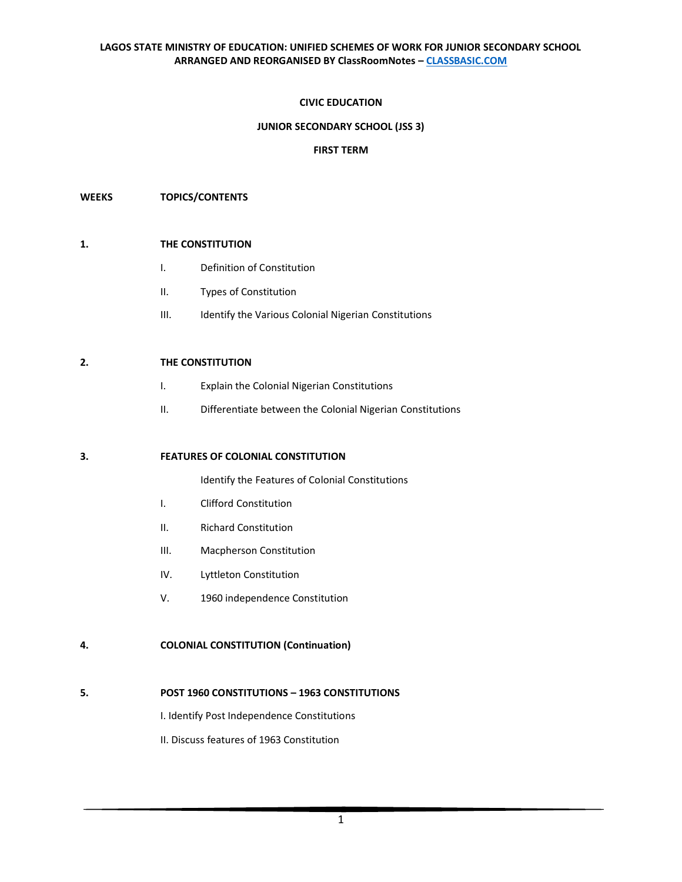**LAGOS STATE MINISTRY OF EDUCATION: UNIFIED SCHEMES OF WORK FOR JUNIOR SECONDARY SCHOOL**
**ARRANGED AND REORGANISED BY ClassRoomNotes – [CLASSBASIC.COM](http://CLASSBASIC.COM)**

# CIVIC EDUCATION

## JUNIOR SECONDARY SCHOOL (JSS 3)

## FIRST TERM

**WEEKS** **TOPICS/CONTENTS**

**1.** **THE CONSTITUTION**

- I. Definition of Constitution
- II. Types of Constitution
- III. Identify the Various Colonial Nigerian Constitutions

**2.** **THE CONSTITUTION**

- I. Explain the Colonial Nigerian Constitutions
- II. Differentiate between the Colonial Nigerian Constitutions

**3.** **FEATURES OF COLONIAL CONSTITUTION**

Identify the Features of Colonial Constitutions

- I. Clifford Constitution
- II. Richard Constitution
- III. Macpherson Constitution
- IV. Lyttleton Constitution
- V. 1960 independence Constitution

**4.** **COLONIAL CONSTITUTION (Continuation)**

**5.** **POST 1960 CONSTITUTIONS – 1963 CONSTITUTIONS**

I. Identify Post Independence Constitutions

II. Discuss features of 1963 Constitution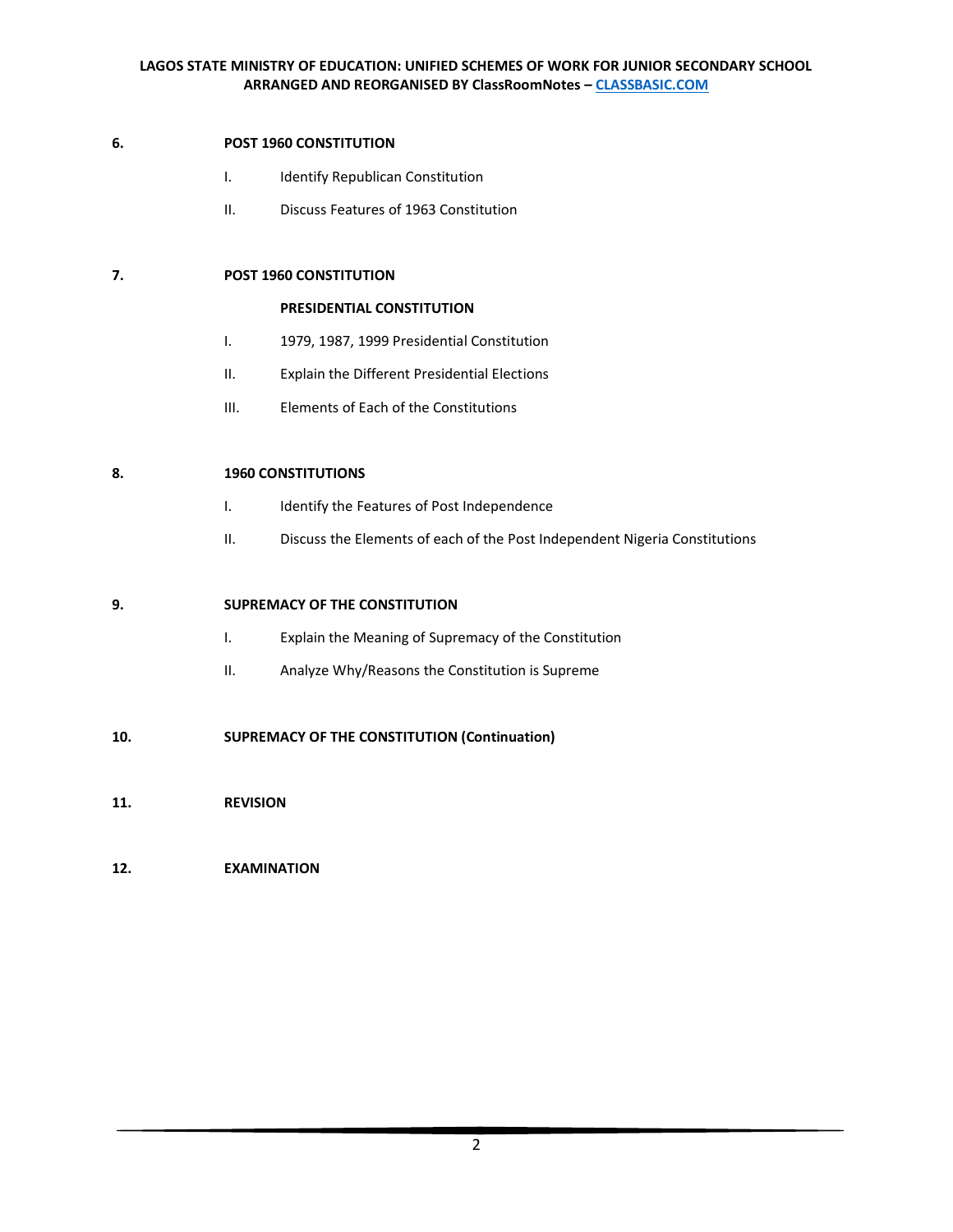**6. POST 1960 CONSTITUTION**

- I. Identify Republican Constitution
- II. Discuss Features of 1963 Constitution

**7. POST 1960 CONSTITUTION**

**PRESIDENTIAL CONSTITUTION**

- I. 1979, 1987, 1999 Presidential Constitution
- II. Explain the Different Presidential Elections
- III. Elements of Each of the Constitutions

**8. 1960 CONSTITUTIONS**

- I. Identify the Features of Post Independence
- II. Discuss the Elements of each of the Post Independent Nigeria Constitutions

**9. SUPREMACY OF THE CONSTITUTION**

- I. Explain the Meaning of Supremacy of the Constitution
- II. Analyze Why/Reasons the Constitution is Supreme

**10. SUPREMACY OF THE CONSTITUTION (Continuation)**

**11. REVISION**

**12. EXAMINATION**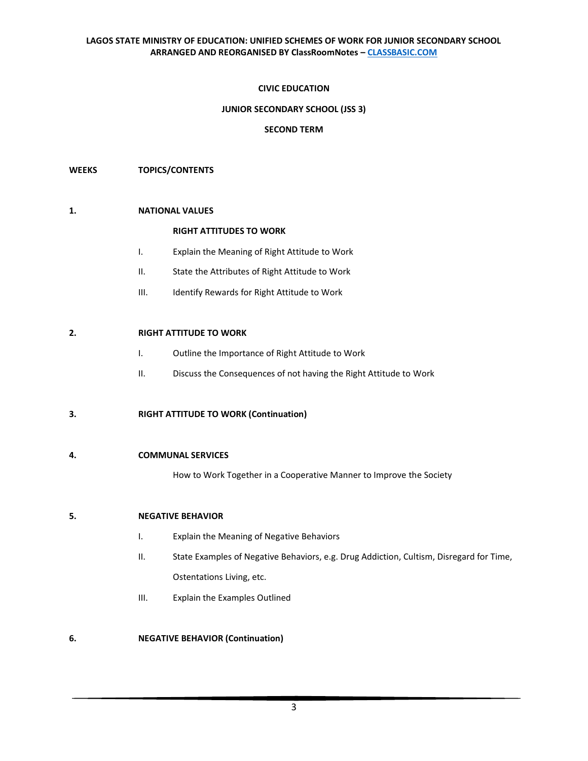**LAGOS STATE MINISTRY OF EDUCATION: UNIFIED SCHEMES OF WORK FOR JUNIOR SECONDARY SCHOOL**
**ARRANGED AND REORGANISED BY ClassRoomNotes – CLASSBASIC.COM**

## CIVIC EDUCATION

### JUNIOR SECONDARY SCHOOL (JSS 3)

### SECOND TERM

**WEEKS** **TOPICS/CONTENTS**

**1. NATIONAL VALUES**

**RIGHT ATTITUDES TO WORK**

- I. Explain the Meaning of Right Attitude to Work
- II. State the Attributes of Right Attitude to Work
- III. Identify Rewards for Right Attitude to Work

**2. RIGHT ATTITUDE TO WORK**

- I. Outline the Importance of Right Attitude to Work
- II. Discuss the Consequences of not having the Right Attitude to Work

**3. RIGHT ATTITUDE TO WORK (Continuation)**

**4. COMMUNAL SERVICES**

How to Work Together in a Cooperative Manner to Improve the Society

**5. NEGATIVE BEHAVIOR**

- I. Explain the Meaning of Negative Behaviors
- II. State Examples of Negative Behaviors, e.g. Drug Addiction, Cultism, Disregard for Time, Ostentations Living, etc.
- III. Explain the Examples Outlined

**6. NEGATIVE BEHAVIOR (Continuation)**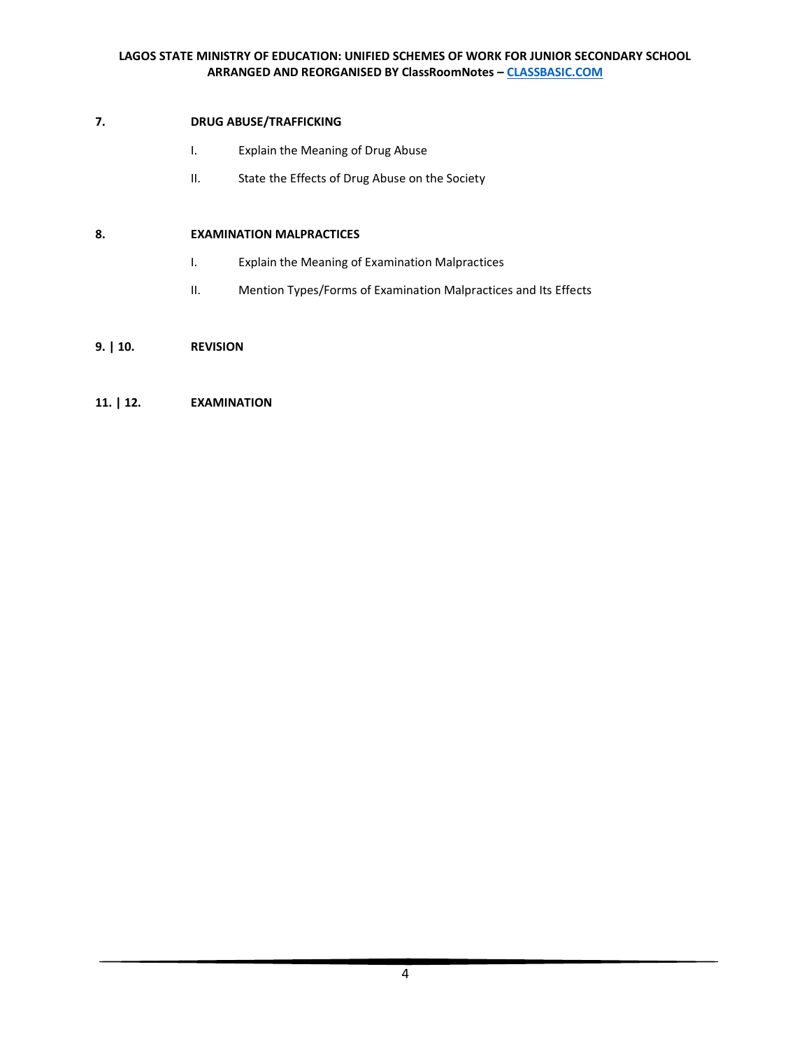**7.** **DRUG ABUSE/TRAFFICKING**

I. Explain the Meaning of Drug Abuse

II. State the Effects of Drug Abuse on the Society

**8.** **EXAMINATION MALPRACTICES**

I. Explain the Meaning of Examination Malpractices

II. Mention Types/Forms of Examination Malpractices and Its Effects

**9. | 10.** **REVISION**

**11. | 12.** **EXAMINATION**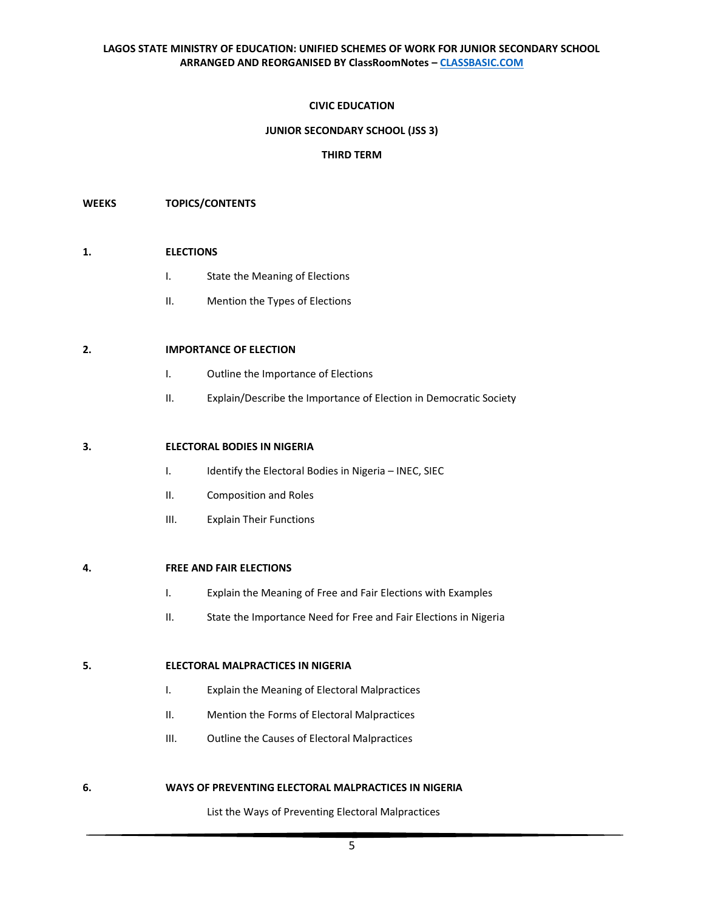**CIVIC EDUCATION**

**JUNIOR SECONDARY SCHOOL (JSS 3)**

**THIRD TERM**

| WEEKS | TOPICS/CONTENTS |
|---|---|
| 1. | **ELECTIONS**<br>I. State the Meaning of Elections<br>II. Mention the Types of Elections |
| 2. | **IMPORTANCE OF ELECTION**<br>I. Outline the Importance of Elections<br>II. Explain/Describe the Importance of Election in Democratic Society |
| 3. | **ELECTORAL BODIES IN NIGERIA**<br>I. Identify the Electoral Bodies in Nigeria – INEC, SIEC<br>II. Composition and Roles<br>III. Explain Their Functions |
| 4. | **FREE AND FAIR ELECTIONS**<br>I. Explain the Meaning of Free and Fair Elections with Examples<br>II. State the Importance Need for Free and Fair Elections in Nigeria |
| 5. | **ELECTORAL MALPRACTICES IN NIGERIA**<br>I. Explain the Meaning of Electoral Malpractices<br>II. Mention the Forms of Electoral Malpractices<br>III. Outline the Causes of Electoral Malpractices |
| 6. | **WAYS OF PREVENTING ELECTORAL MALPRACTICES IN NIGERIA**<br>List the Ways of Preventing Electoral Malpractices |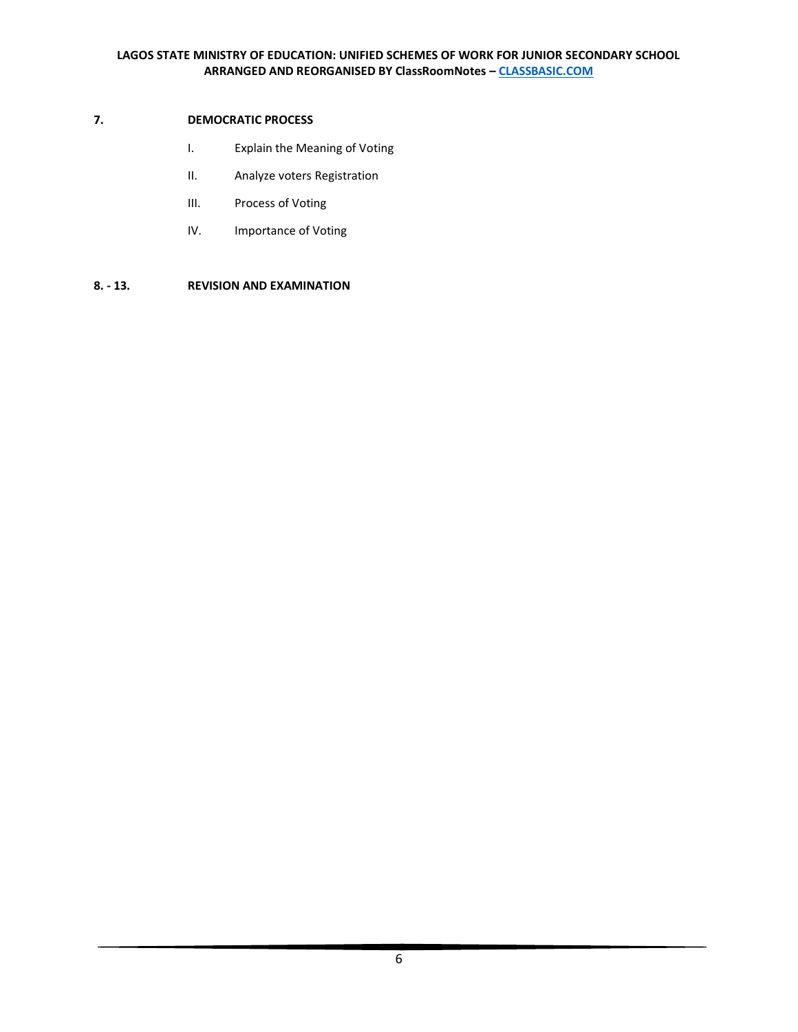**7. DEMOCRATIC PROCESS**

I. Explain the Meaning of Voting

II. Analyze voters Registration

III. Process of Voting

IV. Importance of Voting

**8. - 13. REVISION AND EXAMINATION**